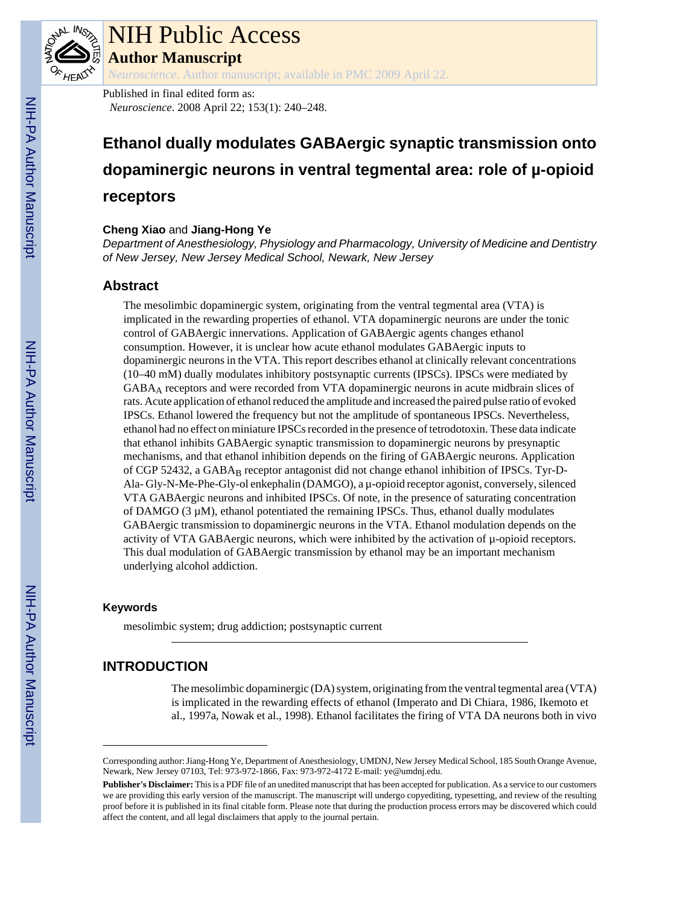# NIH Public Access

## Author Manuscript

*Neuroscience*. Author manuscript; available in PMC 2009 April 22.

Published in final edited form as:

*Neuroscience*. 2008 April 22; 153(1): 240–248.

# Ethanol dually modulates GABAergic synaptic transmission onto dopaminergic neurons in ventral tegmental area: role of μ-opioid receptors

**Cheng Xiao** and **Jiang-Hong Ye**

*Department of Anesthesiology, Physiology and Pharmacology, University of Medicine and Dentistry of New Jersey, New Jersey Medical School, Newark, New Jersey*

## Abstract

The mesolimbic dopaminergic system, originating from the ventral tegmental area (VTA) is implicated in the rewarding properties of ethanol. VTA dopaminergic neurons are under the tonic control of GABAergic innervations. Application of GABAergic agents changes ethanol consumption. However, it is unclear how acute ethanol modulates GABAergic inputs to dopaminergic neurons in the VTA. This report describes ethanol at clinically relevant concentrations (10–40 mM) dually modulates inhibitory postsynaptic currents (IPSCs). IPSCs were mediated by $GABA_A$ receptors and were recorded from VTA dopaminergic neurons in acute midbrain slices of rats. Acute application of ethanol reduced the amplitude and increased the paired pulse ratio of evoked IPSCs. Ethanol lowered the frequency but not the amplitude of spontaneous IPSCs. Nevertheless, ethanol had no effect on miniature IPSCs recorded in the presence of tetrodotoxin. These data indicate that ethanol inhibits GABAergic synaptic transmission to dopaminergic neurons by presynaptic mechanisms, and that ethanol inhibition depends on the firing of GABAergic neurons. Application of CGP 52432, a $GABA_B$ receptor antagonist did not change ethanol inhibition of IPSCs. Tyr-D-Ala- Gly-N-Me-Phe-Gly-ol enkephalin (DAMGO), a μ-opioid receptor agonist, conversely, silenced VTA GABAergic neurons and inhibited IPSCs. Of note, in the presence of saturating concentration of DAMGO (3 μM), ethanol potentiated the remaining IPSCs. Thus, ethanol dually modulates GABAergic transmission to dopaminergic neurons in the VTA. Ethanol modulation depends on the activity of VTA GABAergic neurons, which were inhibited by the activation of μ-opioid receptors. This dual modulation of GABAergic transmission by ethanol may be an important mechanism underlying alcohol addiction.

### Keywords

mesolimbic system; drug addiction; postsynaptic current

## INTRODUCTION

The mesolimbic dopaminergic (DA) system, originating from the ventral tegmental area (VTA) is implicated in the rewarding effects of ethanol (Imperato and Di Chiara, 1986, Ikemoto et al., 1997a, Nowak et al., 1998). Ethanol facilitates the firing of VTA DA neurons both in vivo

---

Corresponding author: Jiang-Hong Ye, Department of Anesthesiology, UMDNJ, New Jersey Medical School, 185 South Orange Avenue, Newark, New Jersey 07103, Tel: 973-972-1866, Fax: 973-972-4172 E-mail: ye@umdnj.edu.

**Publisher's Disclaimer:** This is a PDF file of an unedited manuscript that has been accepted for publication. As a service to our customers we are providing this early version of the manuscript. The manuscript will undergo copyediting, typesetting, and review of the resulting proof before it is published in its final citable form. Please note that during the production process errors may be discovered which could affect the content, and all legal disclaimers that apply to the journal pertain.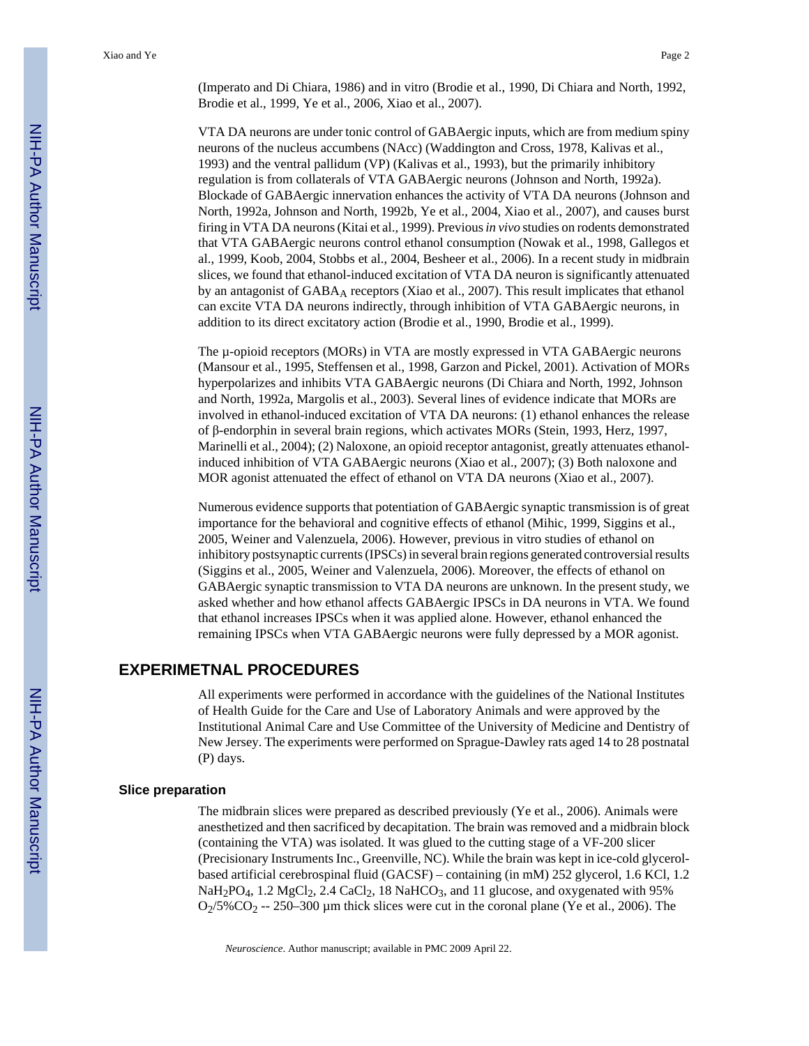(Imperato and Di Chiara, 1986) and in vitro (Brodie et al., 1990, Di Chiara and North, 1992, Brodie et al., 1999, Ye et al., 2006, Xiao et al., 2007).

VTA DA neurons are under tonic control of GABAergic inputs, which are from medium spiny neurons of the nucleus accumbens (NAcc) (Waddington and Cross, 1978, Kalivas et al., 1993) and the ventral pallidum (VP) (Kalivas et al., 1993), but the primarily inhibitory regulation is from collaterals of VTA GABAergic neurons (Johnson and North, 1992a). Blockade of GABAergic innervation enhances the activity of VTA DA neurons (Johnson and North, 1992a, Johnson and North, 1992b, Ye et al., 2004, Xiao et al., 2007), and causes burst firing in VTA DA neurons (Kitai et al., 1999). Previous *in vivo* studies on rodents demonstrated that VTA GABAergic neurons control ethanol consumption (Nowak et al., 1998, Gallegos et al., 1999, Koob, 2004, Stobbs et al., 2004, Besheer et al., 2006). In a recent study in midbrain slices, we found that ethanol-induced excitation of VTA DA neuron is significantly attenuated by an antagonist of $GABA_A$ receptors (Xiao et al., 2007). This result implicates that ethanol can excite VTA DA neurons indirectly, through inhibition of VTA GABAergic neurons, in addition to its direct excitatory action (Brodie et al., 1990, Brodie et al., 1999).

The μ-opioid receptors (MORs) in VTA are mostly expressed in VTA GABAergic neurons (Mansour et al., 1995, Steffensen et al., 1998, Garzon and Pickel, 2001). Activation of MORs hyperpolarizes and inhibits VTA GABAergic neurons (Di Chiara and North, 1992, Johnson and North, 1992a, Margolis et al., 2003). Several lines of evidence indicate that MORs are involved in ethanol-induced excitation of VTA DA neurons: (1) ethanol enhances the release of β-endorphin in several brain regions, which activates MORs (Stein, 1993, Herz, 1997, Marinelli et al., 2004); (2) Naloxone, an opioid receptor antagonist, greatly attenuates ethanol-induced inhibition of VTA GABAergic neurons (Xiao et al., 2007); (3) Both naloxone and MOR agonist attenuated the effect of ethanol on VTA DA neurons (Xiao et al., 2007).

Numerous evidence supports that potentiation of GABAergic synaptic transmission is of great importance for the behavioral and cognitive effects of ethanol (Mihic, 1999, Siggins et al., 2005, Weiner and Valenzuela, 2006). However, previous in vitro studies of ethanol on inhibitory postsynaptic currents (IPSCs) in several brain regions generated controversial results (Siggins et al., 2005, Weiner and Valenzuela, 2006). Moreover, the effects of ethanol on GABAergic synaptic transmission to VTA DA neurons are unknown. In the present study, we asked whether and how ethanol affects GABAergic IPSCs in DA neurons in VTA. We found that ethanol increases IPSCs when it was applied alone. However, ethanol enhanced the remaining IPSCs when VTA GABAergic neurons were fully depressed by a MOR agonist.

## EXPERIMETNAL PROCEDURES

All experiments were performed in accordance with the guidelines of the National Institutes of Health Guide for the Care and Use of Laboratory Animals and were approved by the Institutional Animal Care and Use Committee of the University of Medicine and Dentistry of New Jersey. The experiments were performed on Sprague-Dawley rats aged 14 to 28 postnatal (P) days.

### Slice preparation

The midbrain slices were prepared as described previously (Ye et al., 2006). Animals were anesthetized and then sacrificed by decapitation. The brain was removed and a midbrain block (containing the VTA) was isolated. It was glued to the cutting stage of a VF-200 slicer (Precisionary Instruments Inc., Greenville, NC). While the brain was kept in ice-cold glycerol-based artificial cerebrospinal fluid (GACSF) – containing (in mM) 252 glycerol, 1.6 KCl, 1.2 $NaH_2PO_4$, 1.2 $MgCl_2$, 2.4 $CaCl_2$, 18 $NaHCO_3$, and 11 glucose, and oxygenated with 95% $O_2$/5%$CO_2$ -- 250–300 μm thick slices were cut in the coronal plane (Ye et al., 2006). The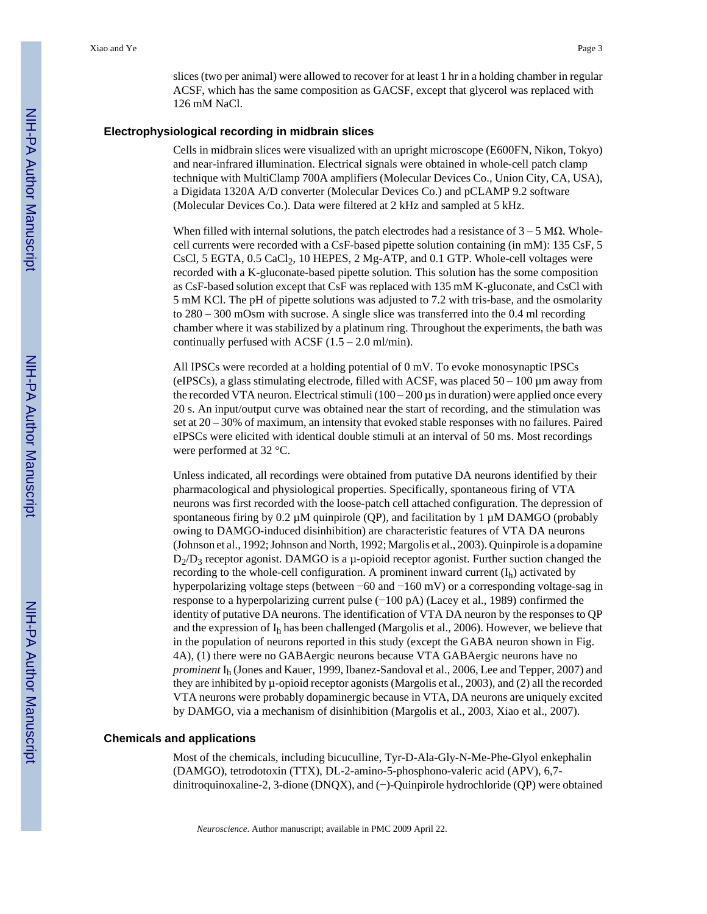slices (two per animal) were allowed to recover for at least 1 hr in a holding chamber in regular ACSF, which has the same composition as GACSF, except that glycerol was replaced with 126 mM NaCl.

## Electrophysiological recording in midbrain slices

Cells in midbrain slices were visualized with an upright microscope (E600FN, Nikon, Tokyo) and near-infrared illumination. Electrical signals were obtained in whole-cell patch clamp technique with MultiClamp 700A amplifiers (Molecular Devices Co., Union City, CA, USA), a Digidata 1320A A/D converter (Molecular Devices Co.) and pCLAMP 9.2 software (Molecular Devices Co.). Data were filtered at 2 kHz and sampled at 5 kHz.

When filled with internal solutions, the patch electrodes had a resistance of 3 – 5 MΩ. Whole-cell currents were recorded with a CsF-based pipette solution containing (in mM): 135 CsF, 5 CsCl, 5 EGTA, 0.5 $CaCl_2$, 10 HEPES, 2 Mg-ATP, and 0.1 GTP. Whole-cell voltages were recorded with a K-gluconate-based pipette solution. This solution has the some composition as CsF-based solution except that CsF was replaced with 135 mM K-gluconate, and CsCl with 5 mM KCl. The pH of pipette solutions was adjusted to 7.2 with tris-base, and the osmolarity to 280 – 300 mOsm with sucrose. A single slice was transferred into the 0.4 ml recording chamber where it was stabilized by a platinum ring. Throughout the experiments, the bath was continually perfused with ACSF (1.5 – 2.0 ml/min).

All IPSCs were recorded at a holding potential of 0 mV. To evoke monosynaptic IPSCs (eIPSCs), a glass stimulating electrode, filled with ACSF, was placed 50 – 100 μm away from the recorded VTA neuron. Electrical stimuli (100 – 200 μs in duration) were applied once every 20 s. An input/output curve was obtained near the start of recording, and the stimulation was set at 20 – 30% of maximum, an intensity that evoked stable responses with no failures. Paired eIPSCs were elicited with identical double stimuli at an interval of 50 ms. Most recordings were performed at 32 °C.

Unless indicated, all recordings were obtained from putative DA neurons identified by their pharmacological and physiological properties. Specifically, spontaneous firing of VTA neurons was first recorded with the loose-patch cell attached configuration. The depression of spontaneous firing by 0.2 μM quinpirole (QP), and facilitation by 1 μM DAMGO (probably owing to DAMGO-induced disinhibition) are characteristic features of VTA DA neurons (Johnson et al., 1992; Johnson and North, 1992; Margolis et al., 2003). Quinpirole is a dopamine $D_2$/$D_3$ receptor agonist. DAMGO is a μ-opioid receptor agonist. Further suction changed the recording to the whole-cell configuration. A prominent inward current ($I_h$) activated by hyperpolarizing voltage steps (between −60 and −160 mV) or a corresponding voltage-sag in response to a hyperpolarizing current pulse (−100 pA) (Lacey et al., 1989) confirmed the identity of putative DA neurons. The identification of VTA DA neuron by the responses to QP and the expression of $I_h$ has been challenged (Margolis et al., 2006). However, we believe that in the population of neurons reported in this study (except the GABA neuron shown in Fig. 4A), (1) there were no GABAergic neurons because VTA GABAergic neurons have no *prominent* $I_h$ (Jones and Kauer, 1999, Ibanez-Sandoval et al., 2006, Lee and Tepper, 2007) and they are inhibited by μ-opioid receptor agonists (Margolis et al., 2003), and (2) all the recorded VTA neurons were probably dopaminergic because in VTA, DA neurons are uniquely excited by DAMGO, via a mechanism of disinhibition (Margolis et al., 2003, Xiao et al., 2007).

## Chemicals and applications

Most of the chemicals, including bicuculline, Tyr-D-Ala-Gly-N-Me-Phe-Glyol enkephalin (DAMGO), tetrodotoxin (TTX), DL-2-amino-5-phosphono-valeric acid (APV), 6,7-dinitroquinoxaline-2, 3-dione (DNQX), and (−)-Quinpirole hydrochloride (QP) were obtained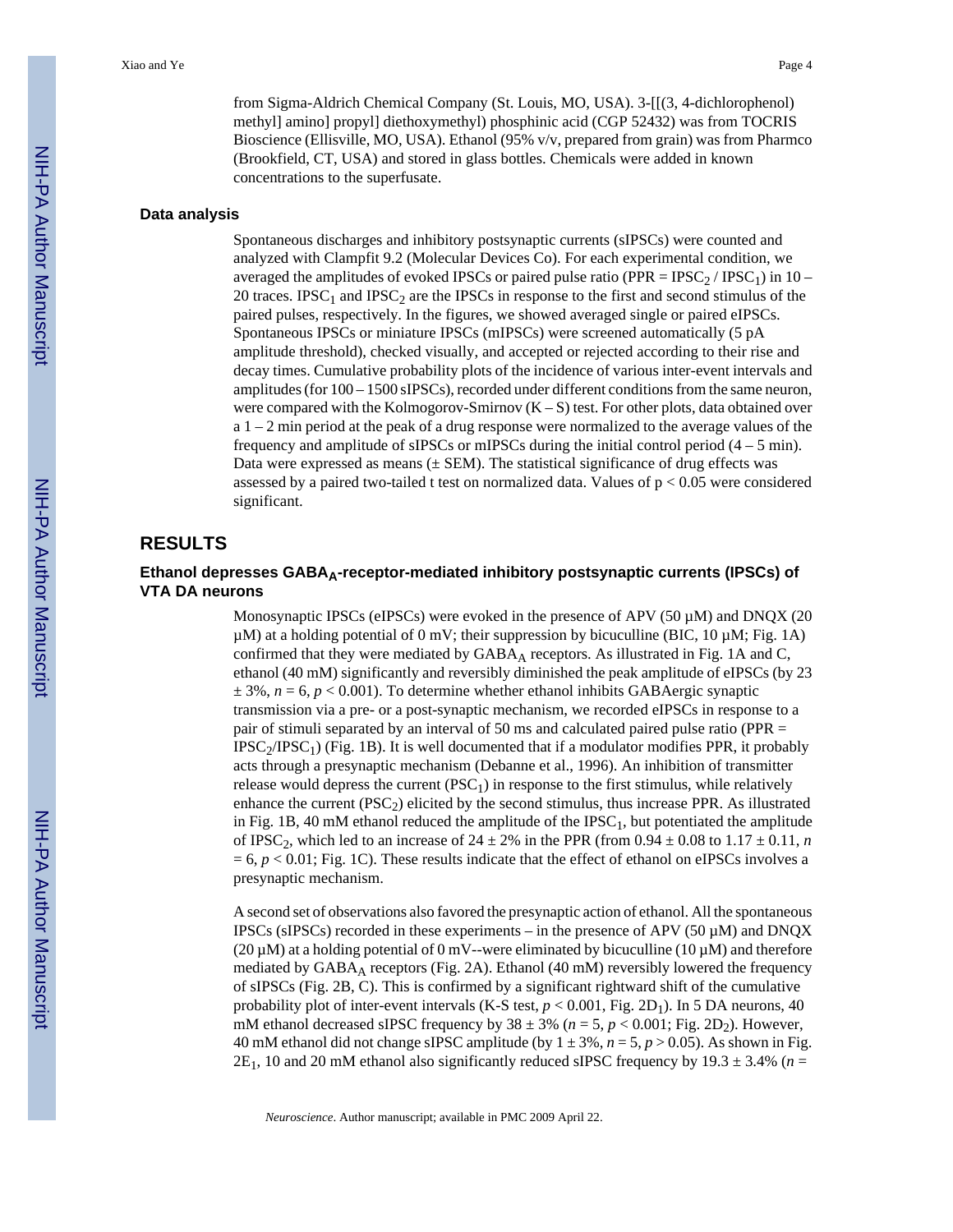from Sigma-Aldrich Chemical Company (St. Louis, MO, USA). 3-[[(3, 4-dichlorophenol) methyl] amino] propyl] diethoxymethyl) phosphinic acid (CGP 52432) was from TOCRIS Bioscience (Ellisville, MO, USA). Ethanol (95% v/v, prepared from grain) was from Pharmco (Brookfield, CT, USA) and stored in glass bottles. Chemicals were added in known concentrations to the superfusate.

### Data analysis

Spontaneous discharges and inhibitory postsynaptic currents (sIPSCs) were counted and analyzed with Clampfit 9.2 (Molecular Devices Co). For each experimental condition, we averaged the amplitudes of evoked IPSCs or paired pulse ratio (PPR = $IPSC_2$ / $IPSC_1$) in 10 – 20 traces. $IPSC_1$ and $IPSC_2$ are the IPSCs in response to the first and second stimulus of the paired pulses, respectively. In the figures, we showed averaged single or paired eIPSCs. Spontaneous IPSCs or miniature IPSCs (mIPSCs) were screened automatically (5 pA amplitude threshold), checked visually, and accepted or rejected according to their rise and decay times. Cumulative probability plots of the incidence of various inter-event intervals and amplitudes (for 100 – 1500 sIPSCs), recorded under different conditions from the same neuron, were compared with the Kolmogorov-Smirnov (K – S) test. For other plots, data obtained over a 1 – 2 min period at the peak of a drug response were normalized to the average values of the frequency and amplitude of sIPSCs or mIPSCs during the initial control period (4 – 5 min). Data were expressed as means (± SEM). The statistical significance of drug effects was assessed by a paired two-tailed t test on normalized data. Values of $p < 0.05$ were considered significant.

## RESULTS

### Ethanol depresses $GABA_A$-receptor-mediated inhibitory postsynaptic currents (IPSCs) of VTA DA neurons

Monosynaptic IPSCs (eIPSCs) were evoked in the presence of APV (50 µM) and DNQX (20 µM) at a holding potential of 0 mV; their suppression by bicuculline (BIC, 10 µM; Fig. 1A) confirmed that they were mediated by $GABA_A$ receptors. As illustrated in Fig. 1A and C, ethanol (40 mM) significantly and reversibly diminished the peak amplitude of eIPSCs (by 23 ± 3%, $n = 6$, $p < 0.001$). To determine whether ethanol inhibits GABAergic synaptic transmission via a pre- or a post-synaptic mechanism, we recorded eIPSCs in response to a pair of stimuli separated by an interval of 50 ms and calculated paired pulse ratio (PPR = $IPSC_2$/$IPSC_1$) (Fig. 1B). It is well documented that if a modulator modifies PPR, it probably acts through a presynaptic mechanism (Debanne et al., 1996). An inhibition of transmitter release would depress the current ($PSC_1$) in response to the first stimulus, while relatively enhance the current ($PSC_2$) elicited by the second stimulus, thus increase PPR. As illustrated in Fig. 1B, 40 mM ethanol reduced the amplitude of the $IPSC_1$, but potentiated the amplitude of $IPSC_2$, which led to an increase of 24 ± 2% in the PPR (from 0.94 ± 0.08 to 1.17 ± 0.11, $n = 6$, $p < 0.01$; Fig. 1C). These results indicate that the effect of ethanol on eIPSCs involves a presynaptic mechanism.

A second set of observations also favored the presynaptic action of ethanol. All the spontaneous IPSCs (sIPSCs) recorded in these experiments – in the presence of APV (50 µM) and DNQX (20 µM) at a holding potential of 0 mV--were eliminated by bicuculline (10 µM) and therefore mediated by $GABA_A$ receptors (Fig. 2A). Ethanol (40 mM) reversibly lowered the frequency of sIPSCs (Fig. 2B, C). This is confirmed by a significant rightward shift of the cumulative probability plot of inter-event intervals (K-S test, $p < 0.001$, Fig. $2D_1$). In 5 DA neurons, 40 mM ethanol decreased sIPSC frequency by 38 ± 3% ($n = 5$, $p < 0.001$; Fig. $2D_2$). However, 40 mM ethanol did not change sIPSC amplitude (by 1 ± 3%, $n = 5$, $p > 0.05$). As shown in Fig. $2E_1$, 10 and 20 mM ethanol also significantly reduced sIPSC frequency by 19.3 ± 3.4% ($n =$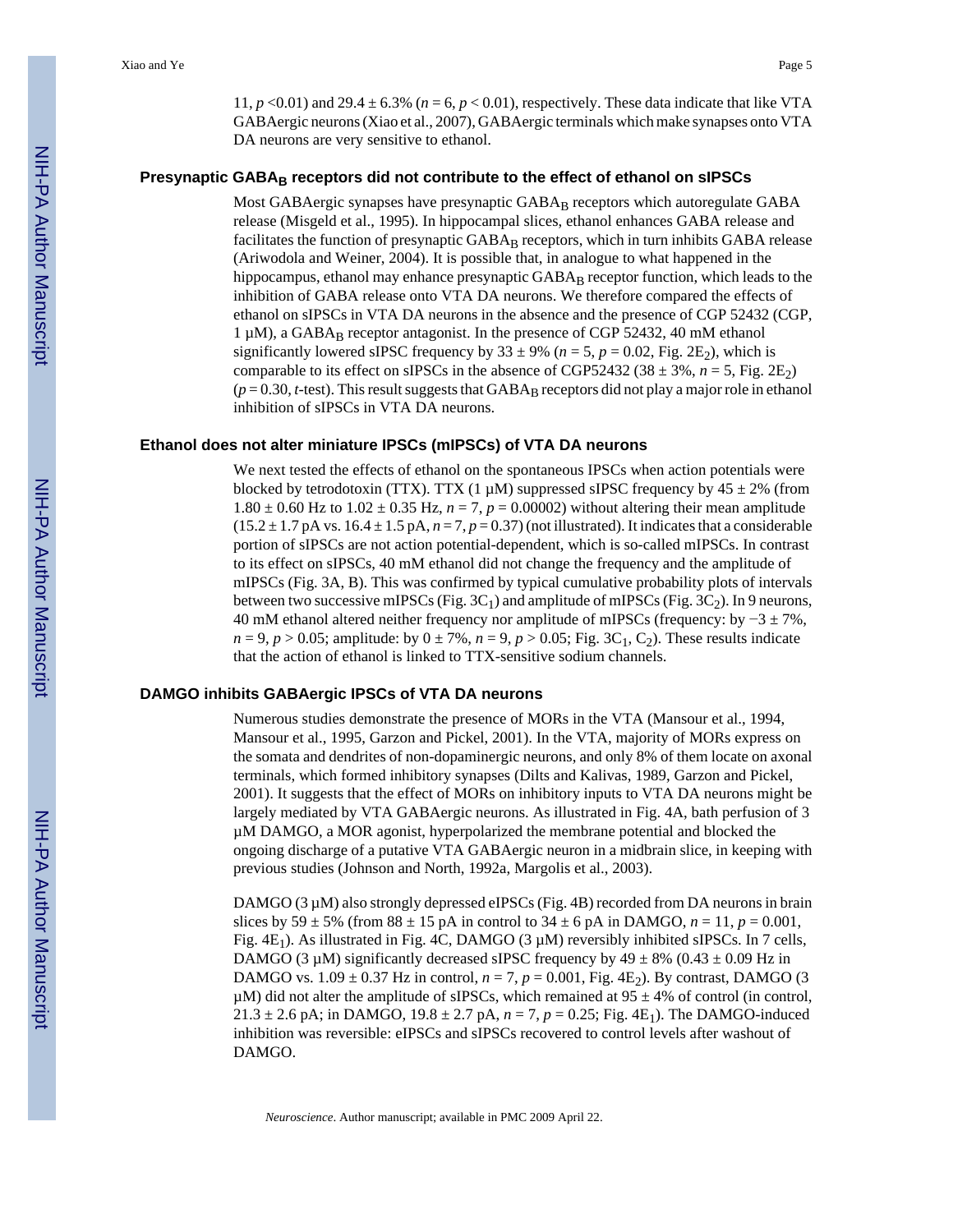11, $p$ <0.01) and 29.4 ± 6.3% ($n$ = 6, $p$ < 0.01), respectively. These data indicate that like VTA GABAergic neurons (Xiao et al., 2007), GABAergic terminals which make synapses onto VTA DA neurons are very sensitive to ethanol.

## Presynaptic $GABA_B$ receptors did not contribute to the effect of ethanol on sIPSCs

Most GABAergic synapses have presynaptic $GABA_B$ receptors which autoregulate GABA release (Misgeld et al., 1995). In hippocampal slices, ethanol enhances GABA release and facilitates the function of presynaptic $GABA_B$ receptors, which in turn inhibits GABA release (Ariwodola and Weiner, 2004). It is possible that, in analogue to what happened in the hippocampus, ethanol may enhance presynaptic $GABA_B$ receptor function, which leads to the inhibition of GABA release onto VTA DA neurons. We therefore compared the effects of ethanol on sIPSCs in VTA DA neurons in the absence and the presence of CGP 52432 (CGP, 1 μM), a $GABA_B$ receptor antagonist. In the presence of CGP 52432, 40 mM ethanol significantly lowered sIPSC frequency by 33 ± 9% ($n$ = 5, $p$ = 0.02, Fig. $2E_2$), which is comparable to its effect on sIPSCs in the absence of CGP52432 (38 ± 3%, $n$ = 5, Fig. $2E_2$) ($p$ = 0.30, $t$-test). This result suggests that $GABA_B$ receptors did not play a major role in ethanol inhibition of sIPSCs in VTA DA neurons.

## Ethanol does not alter miniature IPSCs (mIPSCs) of VTA DA neurons

We next tested the effects of ethanol on the spontaneous IPSCs when action potentials were blocked by tetrodotoxin (TTX). TTX (1 μM) suppressed sIPSC frequency by 45 ± 2% (from 1.80 ± 0.60 Hz to 1.02 ± 0.35 Hz, $n$ = 7, $p$ = 0.00002) without altering their mean amplitude (15.2 ± 1.7 pA vs. 16.4 ± 1.5 pA, $n$ = 7, $p$ = 0.37) (not illustrated). It indicates that a considerable portion of sIPSCs are not action potential-dependent, which is so-called mIPSCs. In contrast to its effect on sIPSCs, 40 mM ethanol did not change the frequency and the amplitude of mIPSCs (Fig. 3A, B). This was confirmed by typical cumulative probability plots of intervals between two successive mIPSCs (Fig. $3C_1$) and amplitude of mIPSCs (Fig. $3C_2$). In 9 neurons, 40 mM ethanol altered neither frequency nor amplitude of mIPSCs (frequency: by −3 ± 7%, $n$ = 9, $p$ > 0.05; amplitude: by 0 ± 7%, $n$ = 9, $p$ > 0.05; Fig. $3C_1$, $C_2$). These results indicate that the action of ethanol is linked to TTX-sensitive sodium channels.

## DAMGO inhibits GABAergic IPSCs of VTA DA neurons

Numerous studies demonstrate the presence of MORs in the VTA (Mansour et al., 1994, Mansour et al., 1995, Garzon and Pickel, 2001). In the VTA, majority of MORs express on the somata and dendrites of non-dopaminergic neurons, and only 8% of them locate on axonal terminals, which formed inhibitory synapses (Dilts and Kalivas, 1989, Garzon and Pickel, 2001). It suggests that the effect of MORs on inhibitory inputs to VTA DA neurons might be largely mediated by VTA GABAergic neurons. As illustrated in Fig. 4A, bath perfusion of 3 μM DAMGO, a MOR agonist, hyperpolarized the membrane potential and blocked the ongoing discharge of a putative VTA GABAergic neuron in a midbrain slice, in keeping with previous studies (Johnson and North, 1992a, Margolis et al., 2003).

DAMGO (3 μM) also strongly depressed eIPSCs (Fig. 4B) recorded from DA neurons in brain slices by 59 ± 5% (from 88 ± 15 pA in control to 34 ± 6 pA in DAMGO, $n$ = 11, $p$ = 0.001, Fig. $4E_1$). As illustrated in Fig. 4C, DAMGO (3 μM) reversibly inhibited sIPSCs. In 7 cells, DAMGO (3 μM) significantly decreased sIPSC frequency by 49 ± 8% (0.43 ± 0.09 Hz in DAMGO vs. 1.09 ± 0.37 Hz in control, $n$ = 7, $p$ = 0.001, Fig. $4E_2$). By contrast, DAMGO (3 μM) did not alter the amplitude of sIPSCs, which remained at 95 ± 4% of control (in control, 21.3 ± 2.6 pA; in DAMGO, 19.8 ± 2.7 pA, $n$ = 7, $p$ = 0.25; Fig. $4E_1$). The DAMGO-induced inhibition was reversible: eIPSCs and sIPSCs recovered to control levels after washout of DAMGO.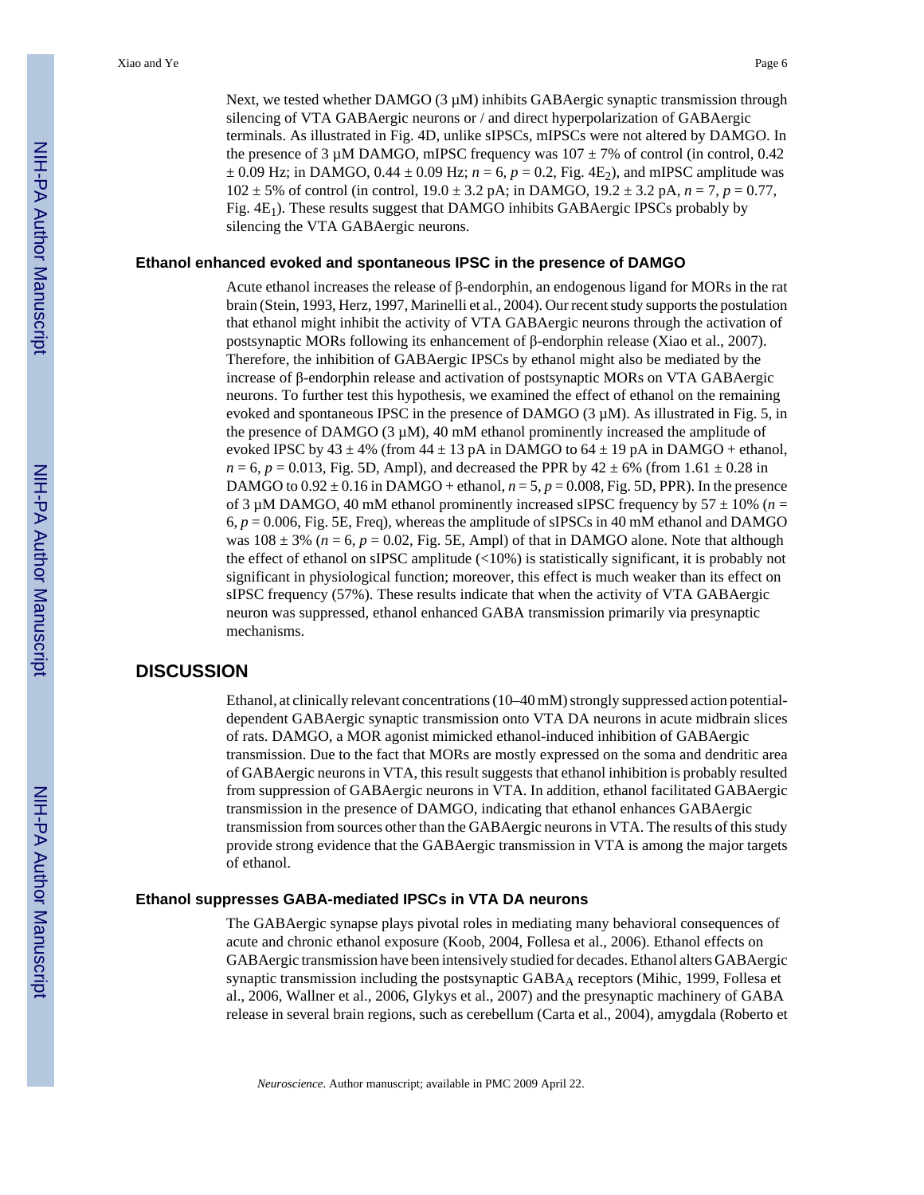Next, we tested whether DAMGO (3 μM) inhibits GABAergic synaptic transmission through silencing of VTA GABAergic neurons or / and direct hyperpolarization of GABAergic terminals. As illustrated in Fig. 4D, unlike sIPSCs, mIPSCs were not altered by DAMGO. In the presence of 3 μM DAMGO, mIPSC frequency was 107 ± 7% of control (in control, 0.42 ± 0.09 Hz; in DAMGO, 0.44 ± 0.09 Hz; $n = 6$, $p = 0.2$, Fig. $4E_2$), and mIPSC amplitude was 102 ± 5% of control (in control, 19.0 ± 3.2 pA; in DAMGO, 19.2 ± 3.2 pA, $n = 7$, $p = 0.77$, Fig. $4E_1$). These results suggest that DAMGO inhibits GABAergic IPSCs probably by silencing the VTA GABAergic neurons.

### Ethanol enhanced evoked and spontaneous IPSC in the presence of DAMGO

Acute ethanol increases the release of β-endorphin, an endogenous ligand for MORs in the rat brain (Stein, 1993, Herz, 1997, Marinelli et al., 2004). Our recent study supports the postulation that ethanol might inhibit the activity of VTA GABAergic neurons through the activation of postsynaptic MORs following its enhancement of β-endorphin release (Xiao et al., 2007). Therefore, the inhibition of GABAergic IPSCs by ethanol might also be mediated by the increase of β-endorphin release and activation of postsynaptic MORs on VTA GABAergic neurons. To further test this hypothesis, we examined the effect of ethanol on the remaining evoked and spontaneous IPSC in the presence of DAMGO (3 μM). As illustrated in Fig. 5, in the presence of DAMGO (3 μM), 40 mM ethanol prominently increased the amplitude of evoked IPSC by 43 ± 4% (from 44 ± 13 pA in DAMGO to 64 ± 19 pA in DAMGO + ethanol, $n = 6$, $p = 0.013$, Fig. 5D, Ampl), and decreased the PPR by 42 ± 6% (from 1.61 ± 0.28 in DAMGO to 0.92 ± 0.16 in DAMGO + ethanol, $n = 5$, $p = 0.008$, Fig. 5D, PPR). In the presence of 3 μM DAMGO, 40 mM ethanol prominently increased sIPSC frequency by 57 ± 10% ($n = 6$, $p = 0.006$, Fig. 5E, Freq), whereas the amplitude of sIPSCs in 40 mM ethanol and DAMGO was 108 ± 3% ($n = 6$, $p = 0.02$, Fig. 5E, Ampl) of that in DAMGO alone. Note that although the effect of ethanol on sIPSC amplitude (<10%) is statistically significant, it is probably not significant in physiological function; moreover, this effect is much weaker than its effect on sIPSC frequency (57%). These results indicate that when the activity of VTA GABAergic neuron was suppressed, ethanol enhanced GABA transmission primarily via presynaptic mechanisms.

## DISCUSSION

Ethanol, at clinically relevant concentrations (10–40 mM) strongly suppressed action potential-dependent GABAergic synaptic transmission onto VTA DA neurons in acute midbrain slices of rats. DAMGO, a MOR agonist mimicked ethanol-induced inhibition of GABAergic transmission. Due to the fact that MORs are mostly expressed on the soma and dendritic area of GABAergic neurons in VTA, this result suggests that ethanol inhibition is probably resulted from suppression of GABAergic neurons in VTA. In addition, ethanol facilitated GABAergic transmission in the presence of DAMGO, indicating that ethanol enhances GABAergic transmission from sources other than the GABAergic neurons in VTA. The results of this study provide strong evidence that the GABAergic transmission in VTA is among the major targets of ethanol.

### Ethanol suppresses GABA-mediated IPSCs in VTA DA neurons

The GABAergic synapse plays pivotal roles in mediating many behavioral consequences of acute and chronic ethanol exposure (Koob, 2004, Follesa et al., 2006). Ethanol effects on GABAergic transmission have been intensively studied for decades. Ethanol alters GABAergic synaptic transmission including the postsynaptic $GABA_A$ receptors (Mihic, 1999, Follesa et al., 2006, Wallner et al., 2006, Glykys et al., 2007) and the presynaptic machinery of GABA release in several brain regions, such as cerebellum (Carta et al., 2004), amygdala (Roberto et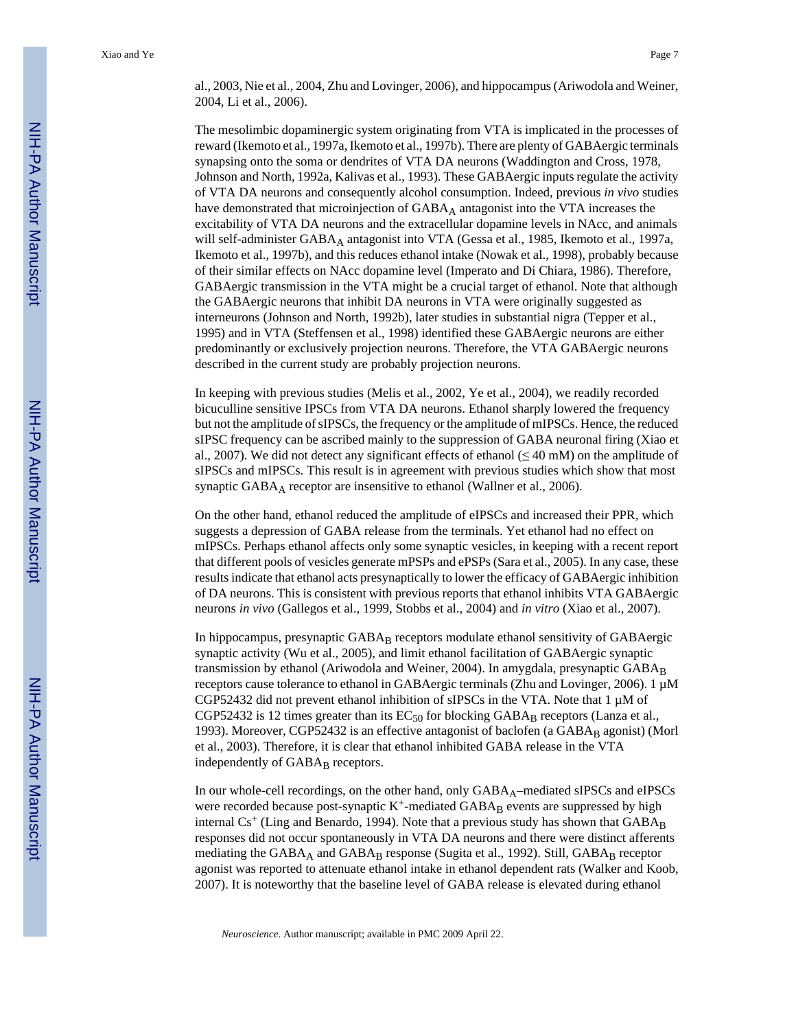al., 2003, Nie et al., 2004, Zhu and Lovinger, 2006), and hippocampus (Ariwodola and Weiner, 2004, Li et al., 2006).

The mesolimbic dopaminergic system originating from VTA is implicated in the processes of reward (Ikemoto et al., 1997a, Ikemoto et al., 1997b). There are plenty of GABAergic terminals synapsing onto the soma or dendrites of VTA DA neurons (Waddington and Cross, 1978, Johnson and North, 1992a, Kalivas et al., 1993). These GABAergic inputs regulate the activity of VTA DA neurons and consequently alcohol consumption. Indeed, previous *in vivo* studies have demonstrated that microinjection of $GABA_A$ antagonist into the VTA increases the excitability of VTA DA neurons and the extracellular dopamine levels in NAcc, and animals will self-administer $GABA_A$ antagonist into VTA (Gessa et al., 1985, Ikemoto et al., 1997a, Ikemoto et al., 1997b), and this reduces ethanol intake (Nowak et al., 1998), probably because of their similar effects on NAcc dopamine level (Imperato and Di Chiara, 1986). Therefore, GABAergic transmission in the VTA might be a crucial target of ethanol. Note that although the GABAergic neurons that inhibit DA neurons in VTA were originally suggested as interneurons (Johnson and North, 1992b), later studies in substantial nigra (Tepper et al., 1995) and in VTA (Steffensen et al., 1998) identified these GABAergic neurons are either predominantly or exclusively projection neurons. Therefore, the VTA GABAergic neurons described in the current study are probably projection neurons.

In keeping with previous studies (Melis et al., 2002, Ye et al., 2004), we readily recorded bicuculline sensitive IPSCs from VTA DA neurons. Ethanol sharply lowered the frequency but not the amplitude of sIPSCs, the frequency or the amplitude of mIPSCs. Hence, the reduced sIPSC frequency can be ascribed mainly to the suppression of GABA neuronal firing (Xiao et al., 2007). We did not detect any significant effects of ethanol ($\leq$ 40 mM) on the amplitude of sIPSCs and mIPSCs. This result is in agreement with previous studies which show that most synaptic $GABA_A$ receptor are insensitive to ethanol (Wallner et al., 2006).

On the other hand, ethanol reduced the amplitude of eIPSCs and increased their PPR, which suggests a depression of GABA release from the terminals. Yet ethanol had no effect on mIPSCs. Perhaps ethanol affects only some synaptic vesicles, in keeping with a recent report that different pools of vesicles generate mPSPs and ePSPs (Sara et al., 2005). In any case, these results indicate that ethanol acts presynaptically to lower the efficacy of GABAergic inhibition of DA neurons. This is consistent with previous reports that ethanol inhibits VTA GABAergic neurons *in vivo* (Gallegos et al., 1999, Stobbs et al., 2004) and *in vitro* (Xiao et al., 2007).

In hippocampus, presynaptic $GABA_B$ receptors modulate ethanol sensitivity of GABAergic synaptic activity (Wu et al., 2005), and limit ethanol facilitation of GABAergic synaptic transmission by ethanol (Ariwodola and Weiner, 2004). In amygdala, presynaptic $GABA_B$ receptors cause tolerance to ethanol in GABAergic terminals (Zhu and Lovinger, 2006). 1 µM CGP52432 did not prevent ethanol inhibition of sIPSCs in the VTA. Note that 1 µM of CGP52432 is 12 times greater than its $EC_{50}$ for blocking $GABA_B$ receptors (Lanza et al., 1993). Moreover, CGP52432 is an effective antagonist of baclofen (a $GABA_B$ agonist) (Morl et al., 2003). Therefore, it is clear that ethanol inhibited GABA release in the VTA independently of $GABA_B$ receptors.

In our whole-cell recordings, on the other hand, only $GABA_A$–mediated sIPSCs and eIPSCs were recorded because post-synaptic $K^+$-mediated $GABA_B$ events are suppressed by high internal $Cs^+$ (Ling and Benardo, 1994). Note that a previous study has shown that $GABA_B$ responses did not occur spontaneously in VTA DA neurons and there were distinct afferents mediating the $GABA_A$ and $GABA_B$ response (Sugita et al., 1992). Still, $GABA_B$ receptor agonist was reported to attenuate ethanol intake in ethanol dependent rats (Walker and Koob, 2007). It is noteworthy that the baseline level of GABA release is elevated during ethanol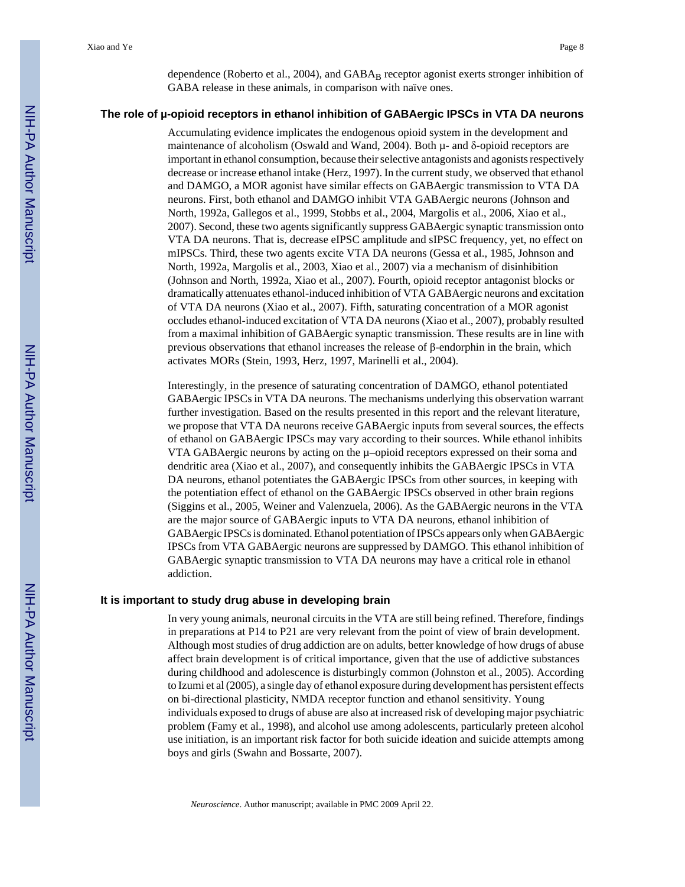dependence (Roberto et al., 2004), and $GABA_B$ receptor agonist exerts stronger inhibition of GABA release in these animals, in comparison with naïve ones.

## The role of μ-opioid receptors in ethanol inhibition of GABAergic IPSCs in VTA DA neurons

Accumulating evidence implicates the endogenous opioid system in the development and maintenance of alcoholism (Oswald and Wand, 2004). Both μ- and δ-opioid receptors are important in ethanol consumption, because their selective antagonists and agonists respectively decrease or increase ethanol intake (Herz, 1997). In the current study, we observed that ethanol and DAMGO, a MOR agonist have similar effects on GABAergic transmission to VTA DA neurons. First, both ethanol and DAMGO inhibit VTA GABAergic neurons (Johnson and North, 1992a, Gallegos et al., 1999, Stobbs et al., 2004, Margolis et al., 2006, Xiao et al., 2007). Second, these two agents significantly suppress GABAergic synaptic transmission onto VTA DA neurons. That is, decrease eIPSC amplitude and sIPSC frequency, yet, no effect on mIPSCs. Third, these two agents excite VTA DA neurons (Gessa et al., 1985, Johnson and North, 1992a, Margolis et al., 2003, Xiao et al., 2007) via a mechanism of disinhibition (Johnson and North, 1992a, Xiao et al., 2007). Fourth, opioid receptor antagonist blocks or dramatically attenuates ethanol-induced inhibition of VTA GABAergic neurons and excitation of VTA DA neurons (Xiao et al., 2007). Fifth, saturating concentration of a MOR agonist occludes ethanol-induced excitation of VTA DA neurons (Xiao et al., 2007), probably resulted from a maximal inhibition of GABAergic synaptic transmission. These results are in line with previous observations that ethanol increases the release of β-endorphin in the brain, which activates MORs (Stein, 1993, Herz, 1997, Marinelli et al., 2004).

Interestingly, in the presence of saturating concentration of DAMGO, ethanol potentiated GABAergic IPSCs in VTA DA neurons. The mechanisms underlying this observation warrant further investigation. Based on the results presented in this report and the relevant literature, we propose that VTA DA neurons receive GABAergic inputs from several sources, the effects of ethanol on GABAergic IPSCs may vary according to their sources. While ethanol inhibits VTA GABAergic neurons by acting on the μ–opioid receptors expressed on their soma and dendritic area (Xiao et al., 2007), and consequently inhibits the GABAergic IPSCs in VTA DA neurons, ethanol potentiates the GABAergic IPSCs from other sources, in keeping with the potentiation effect of ethanol on the GABAergic IPSCs observed in other brain regions (Siggins et al., 2005, Weiner and Valenzuela, 2006). As the GABAergic neurons in the VTA are the major source of GABAergic inputs to VTA DA neurons, ethanol inhibition of GABAergic IPSCs is dominated. Ethanol potentiation of IPSCs appears only when GABAergic IPSCs from VTA GABAergic neurons are suppressed by DAMGO. This ethanol inhibition of GABAergic synaptic transmission to VTA DA neurons may have a critical role in ethanol addiction.

## It is important to study drug abuse in developing brain

In very young animals, neuronal circuits in the VTA are still being refined. Therefore, findings in preparations at P14 to P21 are very relevant from the point of view of brain development. Although most studies of drug addiction are on adults, better knowledge of how drugs of abuse affect brain development is of critical importance, given that the use of addictive substances during childhood and adolescence is disturbingly common (Johnston et al., 2005). According to Izumi et al (2005), a single day of ethanol exposure during development has persistent effects on bi-directional plasticity, NMDA receptor function and ethanol sensitivity. Young individuals exposed to drugs of abuse are also at increased risk of developing major psychiatric problem (Famy et al., 1998), and alcohol use among adolescents, particularly preteen alcohol use initiation, is an important risk factor for both suicide ideation and suicide attempts among boys and girls (Swahn and Bossarte, 2007).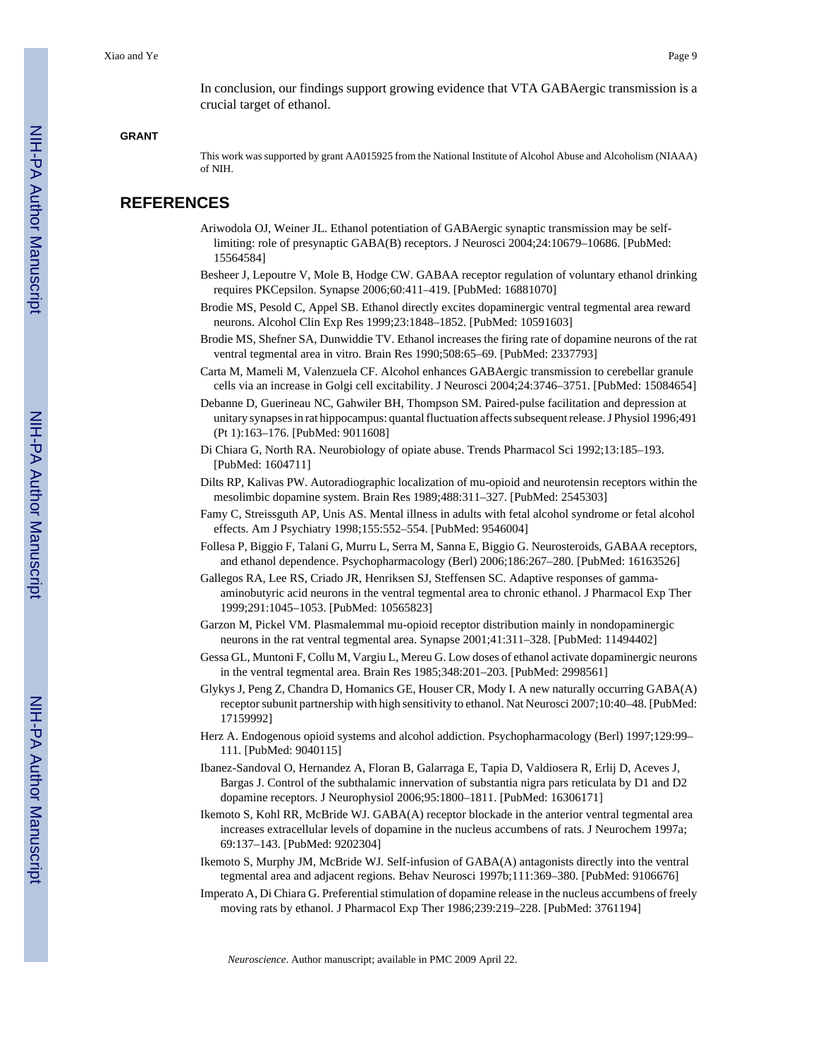In conclusion, our findings support growing evidence that VTA GABAergic transmission is a crucial target of ethanol.

### GRANT

This work was supported by grant AA015925 from the National Institute of Alcohol Abuse and Alcoholism (NIAAA) of NIH.

## REFERENCES

Ariwodola OJ, Weiner JL. Ethanol potentiation of GABAergic synaptic transmission may be self-limiting: role of presynaptic GABA(B) receptors. J Neurosci 2004;24:10679–10686. [PubMed: 15564584]

Besheer J, Lepoutre V, Mole B, Hodge CW. GABAA receptor regulation of voluntary ethanol drinking requires PKCepsilon. Synapse 2006;60:411–419. [PubMed: 16881070]

Brodie MS, Pesold C, Appel SB. Ethanol directly excites dopaminergic ventral tegmental area reward neurons. Alcohol Clin Exp Res 1999;23:1848–1852. [PubMed: 10591603]

Brodie MS, Shefner SA, Dunwiddie TV. Ethanol increases the firing rate of dopamine neurons of the rat ventral tegmental area in vitro. Brain Res 1990;508:65–69. [PubMed: 2337793]

Carta M, Mameli M, Valenzuela CF. Alcohol enhances GABAergic transmission to cerebellar granule cells via an increase in Golgi cell excitability. J Neurosci 2004;24:3746–3751. [PubMed: 15084654]

Debanne D, Guerineau NC, Gahwiler BH, Thompson SM. Paired-pulse facilitation and depression at unitary synapses in rat hippocampus: quantal fluctuation affects subsequent release. J Physiol 1996;491 (Pt 1):163–176. [PubMed: 9011608]

Di Chiara G, North RA. Neurobiology of opiate abuse. Trends Pharmacol Sci 1992;13:185–193. [PubMed: 1604711]

Dilts RP, Kalivas PW. Autoradiographic localization of mu-opioid and neurotensin receptors within the mesolimbic dopamine system. Brain Res 1989;488:311–327. [PubMed: 2545303]

Famy C, Streissguth AP, Unis AS. Mental illness in adults with fetal alcohol syndrome or fetal alcohol effects. Am J Psychiatry 1998;155:552–554. [PubMed: 9546004]

Follesa P, Biggio F, Talani G, Murru L, Serra M, Sanna E, Biggio G. Neurosteroids, GABAA receptors, and ethanol dependence. Psychopharmacology (Berl) 2006;186:267–280. [PubMed: 16163526]

Gallegos RA, Lee RS, Criado JR, Henriksen SJ, Steffensen SC. Adaptive responses of gamma-aminobutyric acid neurons in the ventral tegmental area to chronic ethanol. J Pharmacol Exp Ther 1999;291:1045–1053. [PubMed: 10565823]

Garzon M, Pickel VM. Plasmalemmal mu-opioid receptor distribution mainly in nondopaminergic neurons in the rat ventral tegmental area. Synapse 2001;41:311–328. [PubMed: 11494402]

Gessa GL, Muntoni F, Collu M, Vargiu L, Mereu G. Low doses of ethanol activate dopaminergic neurons in the ventral tegmental area. Brain Res 1985;348:201–203. [PubMed: 2998561]

Glykys J, Peng Z, Chandra D, Homanics GE, Houser CR, Mody I. A new naturally occurring GABA(A) receptor subunit partnership with high sensitivity to ethanol. Nat Neurosci 2007;10:40–48. [PubMed: 17159992]

Herz A. Endogenous opioid systems and alcohol addiction. Psychopharmacology (Berl) 1997;129:99–111. [PubMed: 9040115]

Ibanez-Sandoval O, Hernandez A, Floran B, Galarraga E, Tapia D, Valdiosera R, Erlij D, Aceves J, Bargas J. Control of the subthalamic innervation of substantia nigra pars reticulata by D1 and D2 dopamine receptors. J Neurophysiol 2006;95:1800–1811. [PubMed: 16306171]

Ikemoto S, Kohl RR, McBride WJ. GABA(A) receptor blockade in the anterior ventral tegmental area increases extracellular levels of dopamine in the nucleus accumbens of rats. J Neurochem 1997a; 69:137–143. [PubMed: 9202304]

Ikemoto S, Murphy JM, McBride WJ. Self-infusion of GABA(A) antagonists directly into the ventral tegmental area and adjacent regions. Behav Neurosci 1997b;111:369–380. [PubMed: 9106676]

Imperato A, Di Chiara G. Preferential stimulation of dopamine release in the nucleus accumbens of freely moving rats by ethanol. J Pharmacol Exp Ther 1986;239:219–228. [PubMed: 3761194]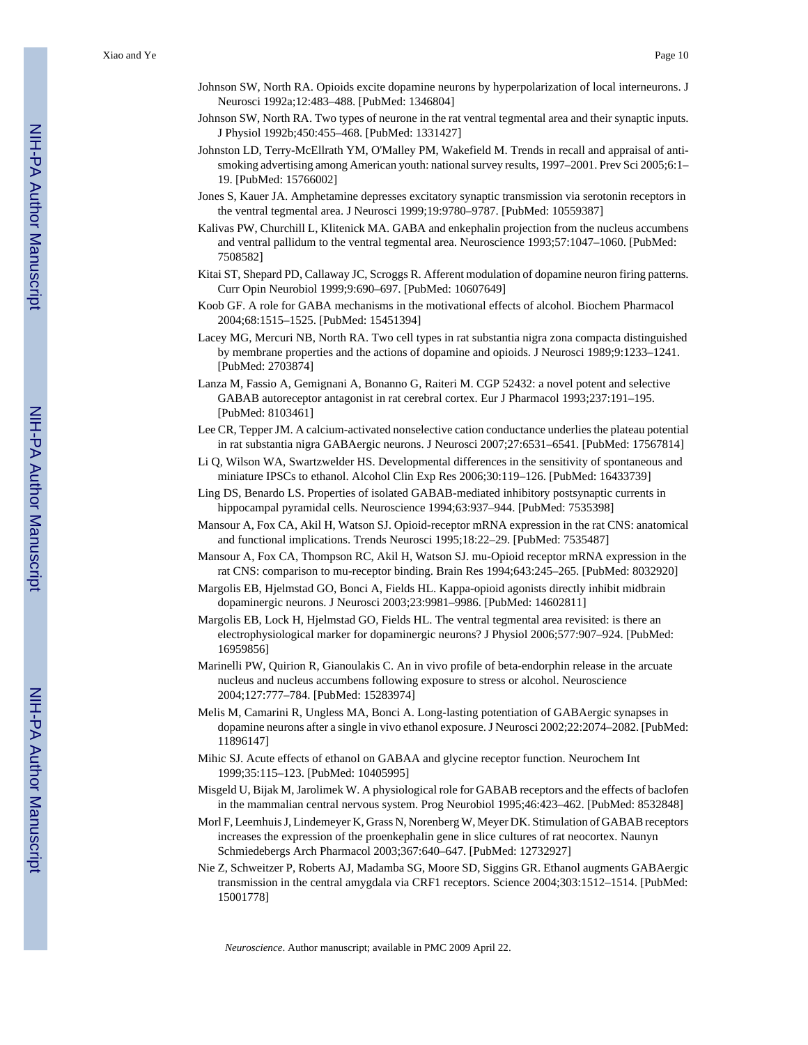Johnson SW, North RA. Opioids excite dopamine neurons by hyperpolarization of local interneurons. J Neurosci 1992a;12:483–488. [PubMed: 1346804]

Johnson SW, North RA. Two types of neurone in the rat ventral tegmental area and their synaptic inputs. J Physiol 1992b;450:455–468. [PubMed: 1331427]

Johnston LD, Terry-McEllrath YM, O'Malley PM, Wakefield M. Trends in recall and appraisal of anti-smoking advertising among American youth: national survey results, 1997–2001. Prev Sci 2005;6:1–19. [PubMed: 15766002]

Jones S, Kauer JA. Amphetamine depresses excitatory synaptic transmission via serotonin receptors in the ventral tegmental area. J Neurosci 1999;19:9780–9787. [PubMed: 10559387]

Kalivas PW, Churchill L, Klitenick MA. GABA and enkephalin projection from the nucleus accumbens and ventral pallidum to the ventral tegmental area. Neuroscience 1993;57:1047–1060. [PubMed: 7508582]

Kitai ST, Shepard PD, Callaway JC, Scroggs R. Afferent modulation of dopamine neuron firing patterns. Curr Opin Neurobiol 1999;9:690–697. [PubMed: 10607649]

Koob GF. A role for GABA mechanisms in the motivational effects of alcohol. Biochem Pharmacol 2004;68:1515–1525. [PubMed: 15451394]

Lacey MG, Mercuri NB, North RA. Two cell types in rat substantia nigra zona compacta distinguished by membrane properties and the actions of dopamine and opioids. J Neurosci 1989;9:1233–1241. [PubMed: 2703874]

Lanza M, Fassio A, Gemignani A, Bonanno G, Raiteri M. CGP 52432: a novel potent and selective GABAB autoreceptor antagonist in rat cerebral cortex. Eur J Pharmacol 1993;237:191–195. [PubMed: 8103461]

Lee CR, Tepper JM. A calcium-activated nonselective cation conductance underlies the plateau potential in rat substantia nigra GABAergic neurons. J Neurosci 2007;27:6531–6541. [PubMed: 17567814]

Li Q, Wilson WA, Swartzwelder HS. Developmental differences in the sensitivity of spontaneous and miniature IPSCs to ethanol. Alcohol Clin Exp Res 2006;30:119–126. [PubMed: 16433739]

Ling DS, Benardo LS. Properties of isolated GABAB-mediated inhibitory postsynaptic currents in hippocampal pyramidal cells. Neuroscience 1994;63:937–944. [PubMed: 7535398]

Mansour A, Fox CA, Akil H, Watson SJ. Opioid-receptor mRNA expression in the rat CNS: anatomical and functional implications. Trends Neurosci 1995;18:22–29. [PubMed: 7535487]

Mansour A, Fox CA, Thompson RC, Akil H, Watson SJ. mu-Opioid receptor mRNA expression in the rat CNS: comparison to mu-receptor binding. Brain Res 1994;643:245–265. [PubMed: 8032920]

Margolis EB, Hjelmstad GO, Bonci A, Fields HL. Kappa-opioid agonists directly inhibit midbrain dopaminergic neurons. J Neurosci 2003;23:9981–9986. [PubMed: 14602811]

Margolis EB, Lock H, Hjelmstad GO, Fields HL. The ventral tegmental area revisited: is there an electrophysiological marker for dopaminergic neurons? J Physiol 2006;577:907–924. [PubMed: 16959856]

Marinelli PW, Quirion R, Gianoulakis C. An in vivo profile of beta-endorphin release in the arcuate nucleus and nucleus accumbens following exposure to stress or alcohol. Neuroscience 2004;127:777–784. [PubMed: 15283974]

Melis M, Camarini R, Ungless MA, Bonci A. Long-lasting potentiation of GABAergic synapses in dopamine neurons after a single in vivo ethanol exposure. J Neurosci 2002;22:2074–2082. [PubMed: 11896147]

Mihic SJ. Acute effects of ethanol on GABAA and glycine receptor function. Neurochem Int 1999;35:115–123. [PubMed: 10405995]

Misgeld U, Bijak M, Jarolimek W. A physiological role for GABAB receptors and the effects of baclofen in the mammalian central nervous system. Prog Neurobiol 1995;46:423–462. [PubMed: 8532848]

Morl F, Leemhuis J, Lindemeyer K, Grass N, Norenberg W, Meyer DK. Stimulation of GABAB receptors increases the expression of the proenkephalin gene in slice cultures of rat neocortex. Naunyn Schmiedebergs Arch Pharmacol 2003;367:640–647. [PubMed: 12732927]

Nie Z, Schweitzer P, Roberts AJ, Madamba SG, Moore SD, Siggins GR. Ethanol augments GABAergic transmission in the central amygdala via CRF1 receptors. Science 2004;303:1512–1514. [PubMed: 15001778]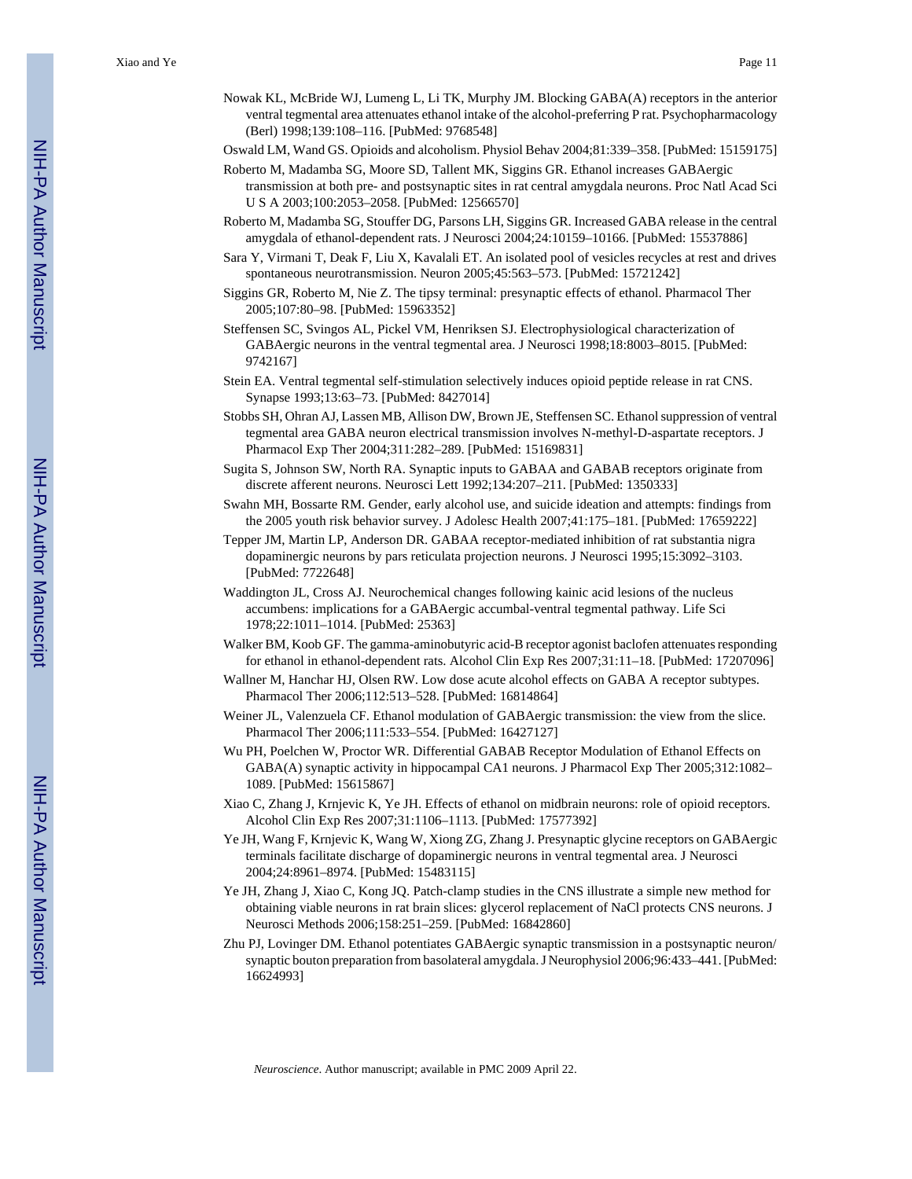Nowak KL, McBride WJ, Lumeng L, Li TK, Murphy JM. Blocking GABA(A) receptors in the anterior ventral tegmental area attenuates ethanol intake of the alcohol-preferring P rat. Psychopharmacology (Berl) 1998;139:108–116. [PubMed: 9768548]

Oswald LM, Wand GS. Opioids and alcoholism. Physiol Behav 2004;81:339–358. [PubMed: 15159175]

Roberto M, Madamba SG, Moore SD, Tallent MK, Siggins GR. Ethanol increases GABAergic transmission at both pre- and postsynaptic sites in rat central amygdala neurons. Proc Natl Acad Sci U S A 2003;100:2053–2058. [PubMed: 12566570]

Roberto M, Madamba SG, Stouffer DG, Parsons LH, Siggins GR. Increased GABA release in the central amygdala of ethanol-dependent rats. J Neurosci 2004;24:10159–10166. [PubMed: 15537886]

Sara Y, Virmani T, Deak F, Liu X, Kavalali ET. An isolated pool of vesicles recycles at rest and drives spontaneous neurotransmission. Neuron 2005;45:563–573. [PubMed: 15721242]

Siggins GR, Roberto M, Nie Z. The tipsy terminal: presynaptic effects of ethanol. Pharmacol Ther 2005;107:80–98. [PubMed: 15963352]

Steffensen SC, Svingos AL, Pickel VM, Henriksen SJ. Electrophysiological characterization of GABAergic neurons in the ventral tegmental area. J Neurosci 1998;18:8003–8015. [PubMed: 9742167]

Stein EA. Ventral tegmental self-stimulation selectively induces opioid peptide release in rat CNS. Synapse 1993;13:63–73. [PubMed: 8427014]

Stobbs SH, Ohran AJ, Lassen MB, Allison DW, Brown JE, Steffensen SC. Ethanol suppression of ventral tegmental area GABA neuron electrical transmission involves N-methyl-D-aspartate receptors. J Pharmacol Exp Ther 2004;311:282–289. [PubMed: 15169831]

Sugita S, Johnson SW, North RA. Synaptic inputs to GABAA and GABAB receptors originate from discrete afferent neurons. Neurosci Lett 1992;134:207–211. [PubMed: 1350333]

Swahn MH, Bossarte RM. Gender, early alcohol use, and suicide ideation and attempts: findings from the 2005 youth risk behavior survey. J Adolesc Health 2007;41:175–181. [PubMed: 17659222]

Tepper JM, Martin LP, Anderson DR. GABAA receptor-mediated inhibition of rat substantia nigra dopaminergic neurons by pars reticulata projection neurons. J Neurosci 1995;15:3092–3103. [PubMed: 7722648]

Waddington JL, Cross AJ. Neurochemical changes following kainic acid lesions of the nucleus accumbens: implications for a GABAergic accumbal-ventral tegmental pathway. Life Sci 1978;22:1011–1014. [PubMed: 25363]

Walker BM, Koob GF. The gamma-aminobutyric acid-B receptor agonist baclofen attenuates responding for ethanol in ethanol-dependent rats. Alcohol Clin Exp Res 2007;31:11–18. [PubMed: 17207096]

Wallner M, Hanchar HJ, Olsen RW. Low dose acute alcohol effects on GABA A receptor subtypes. Pharmacol Ther 2006;112:513–528. [PubMed: 16814864]

Weiner JL, Valenzuela CF. Ethanol modulation of GABAergic transmission: the view from the slice. Pharmacol Ther 2006;111:533–554. [PubMed: 16427127]

Wu PH, Poelchen W, Proctor WR. Differential GABAB Receptor Modulation of Ethanol Effects on GABA(A) synaptic activity in hippocampal CA1 neurons. J Pharmacol Exp Ther 2005;312:1082–1089. [PubMed: 15615867]

Xiao C, Zhang J, Krnjevic K, Ye JH. Effects of ethanol on midbrain neurons: role of opioid receptors. Alcohol Clin Exp Res 2007;31:1106–1113. [PubMed: 17577392]

Ye JH, Wang F, Krnjevic K, Wang W, Xiong ZG, Zhang J. Presynaptic glycine receptors on GABAergic terminals facilitate discharge of dopaminergic neurons in ventral tegmental area. J Neurosci 2004;24:8961–8974. [PubMed: 15483115]

Ye JH, Zhang J, Xiao C, Kong JQ. Patch-clamp studies in the CNS illustrate a simple new method for obtaining viable neurons in rat brain slices: glycerol replacement of NaCl protects CNS neurons. J Neurosci Methods 2006;158:251–259. [PubMed: 16842860]

Zhu PJ, Lovinger DM. Ethanol potentiates GABAergic synaptic transmission in a postsynaptic neuron/synaptic bouton preparation from basolateral amygdala. J Neurophysiol 2006;96:433–441. [PubMed: 16624993]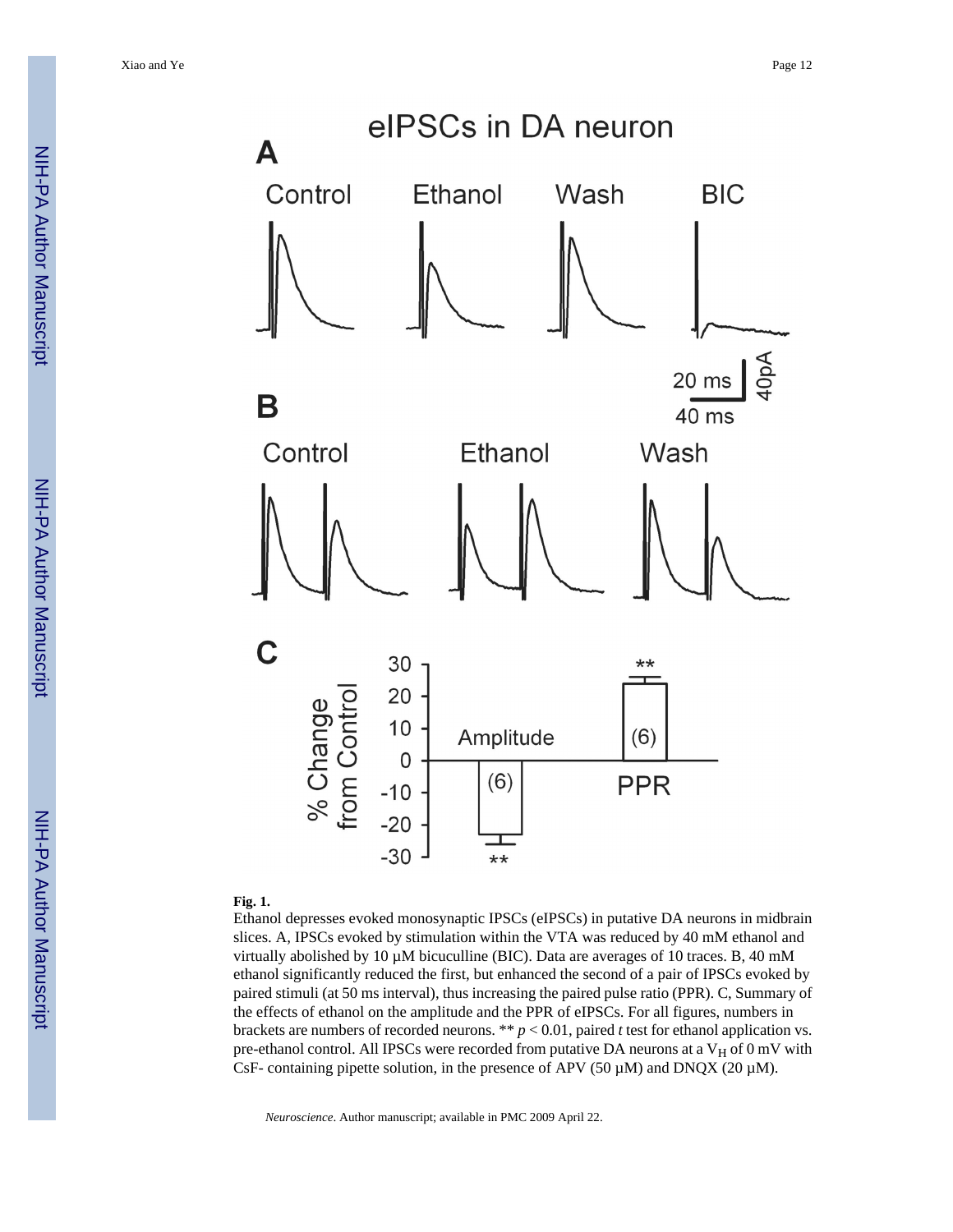**Fig. 1.**

Ethanol depresses evoked monosynaptic IPSCs (eIPSCs) in putative DA neurons in midbrain slices. A, IPSCs evoked by stimulation within the VTA was reduced by 40 mM ethanol and virtually abolished by 10 µM bicuculline (BIC). Data are averages of 10 traces. B, 40 mM ethanol significantly reduced the first, but enhanced the second of a pair of IPSCs evoked by paired stimuli (at 50 ms interval), thus increasing the paired pulse ratio (PPR). C, Summary of the effects of ethanol on the amplitude and the PPR of eIPSCs. For all figures, numbers in brackets are numbers of recorded neurons. ** $p < 0.01$, paired *t* test for ethanol application vs. pre-ethanol control. All IPSCs were recorded from putative DA neurons at a $V_H$ of 0 mV with CsF- containing pipette solution, in the presence of APV (50 µM) and DNQX (20 µM).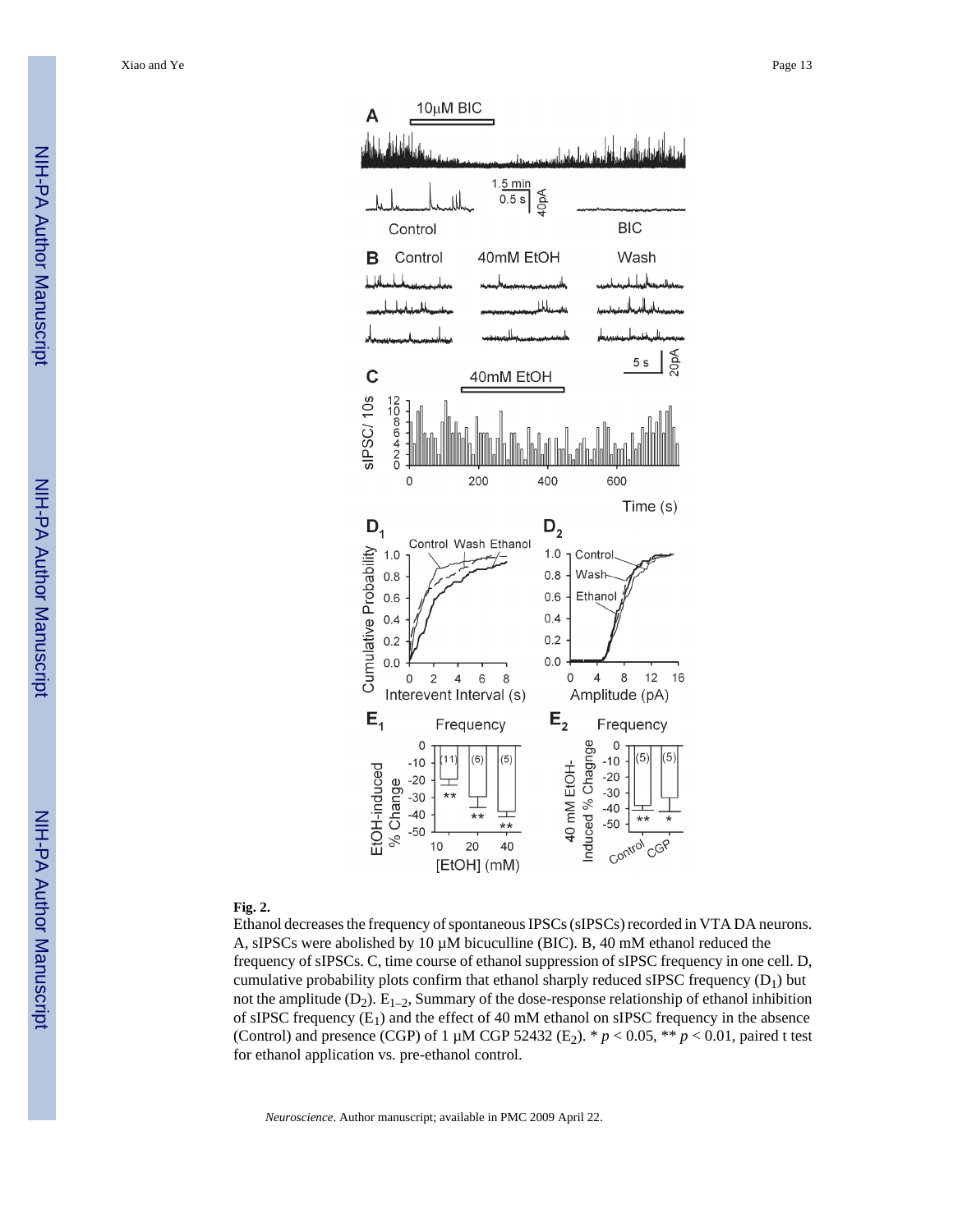**Fig. 2.**

Ethanol decreases the frequency of spontaneous IPSCs (sIPSCs) recorded in VTA DA neurons. A, sIPSCs were abolished by 10 µM bicuculline (BIC). B, 40 mM ethanol reduced the frequency of sIPSCs. C, time course of ethanol suppression of sIPSC frequency in one cell. D, cumulative probability plots confirm that ethanol sharply reduced sIPSC frequency ($D_1$) but not the amplitude ($D_2$). $E_{1-2}$, Summary of the dose-response relationship of ethanol inhibition of sIPSC frequency ($E_1$) and the effect of 40 mM ethanol on sIPSC frequency in the absence (Control) and presence (CGP) of 1 µM CGP 52432 ($E_2$). * $p < 0.05$, ** $p < 0.01$, paired t test for ethanol application vs. pre-ethanol control.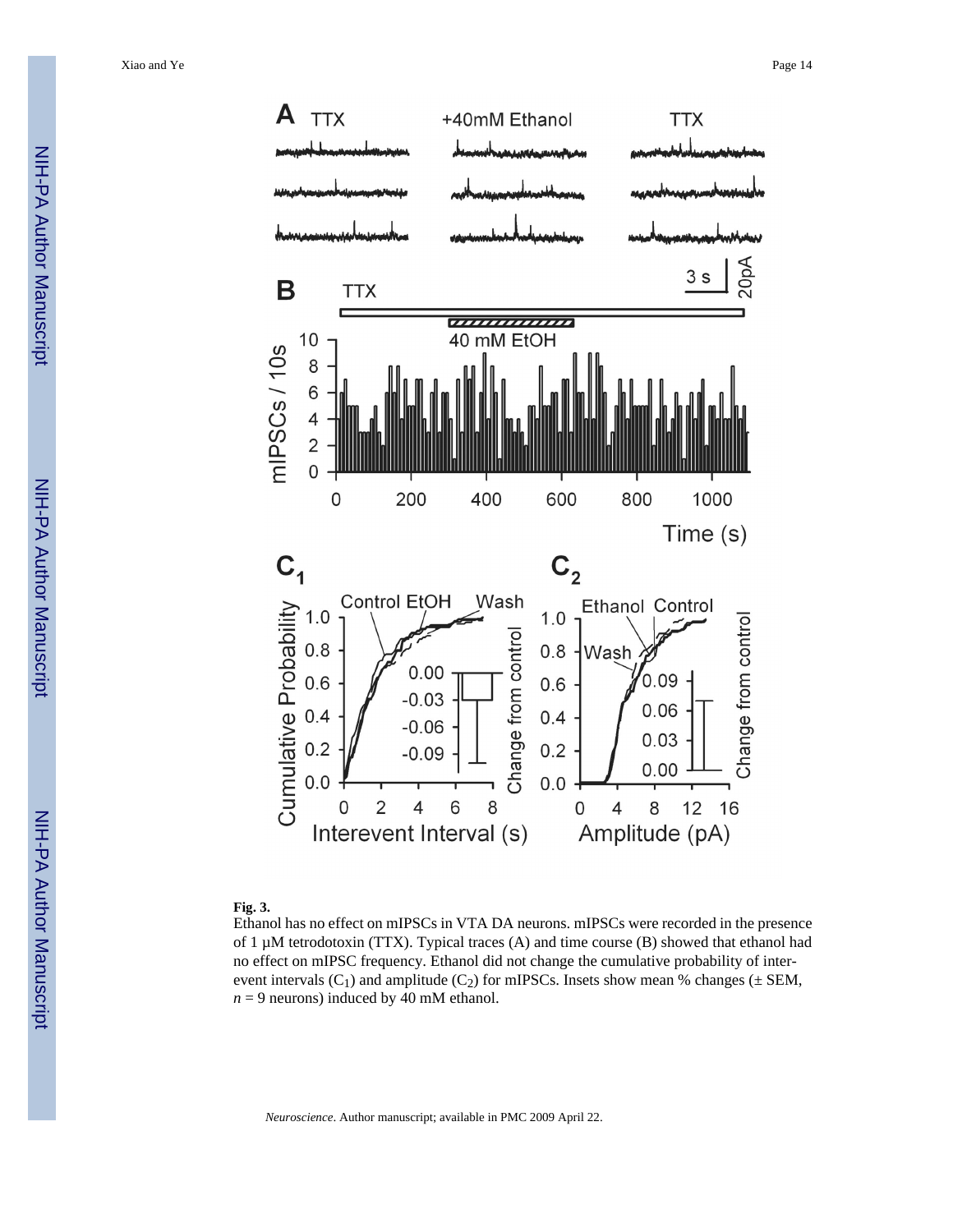**Fig. 3.**

Ethanol has no effect on mIPSCs in VTA DA neurons. mIPSCs were recorded in the presence of 1 μM tetrodotoxin (TTX). Typical traces (A) and time course (B) showed that ethanol had no effect on mIPSC frequency. Ethanol did not change the cumulative probability of inter-event intervals ($C_1$) and amplitude ($C_2$) for mIPSCs. Insets show mean % changes (± SEM, $n = 9$ neurons) induced by 40 mM ethanol.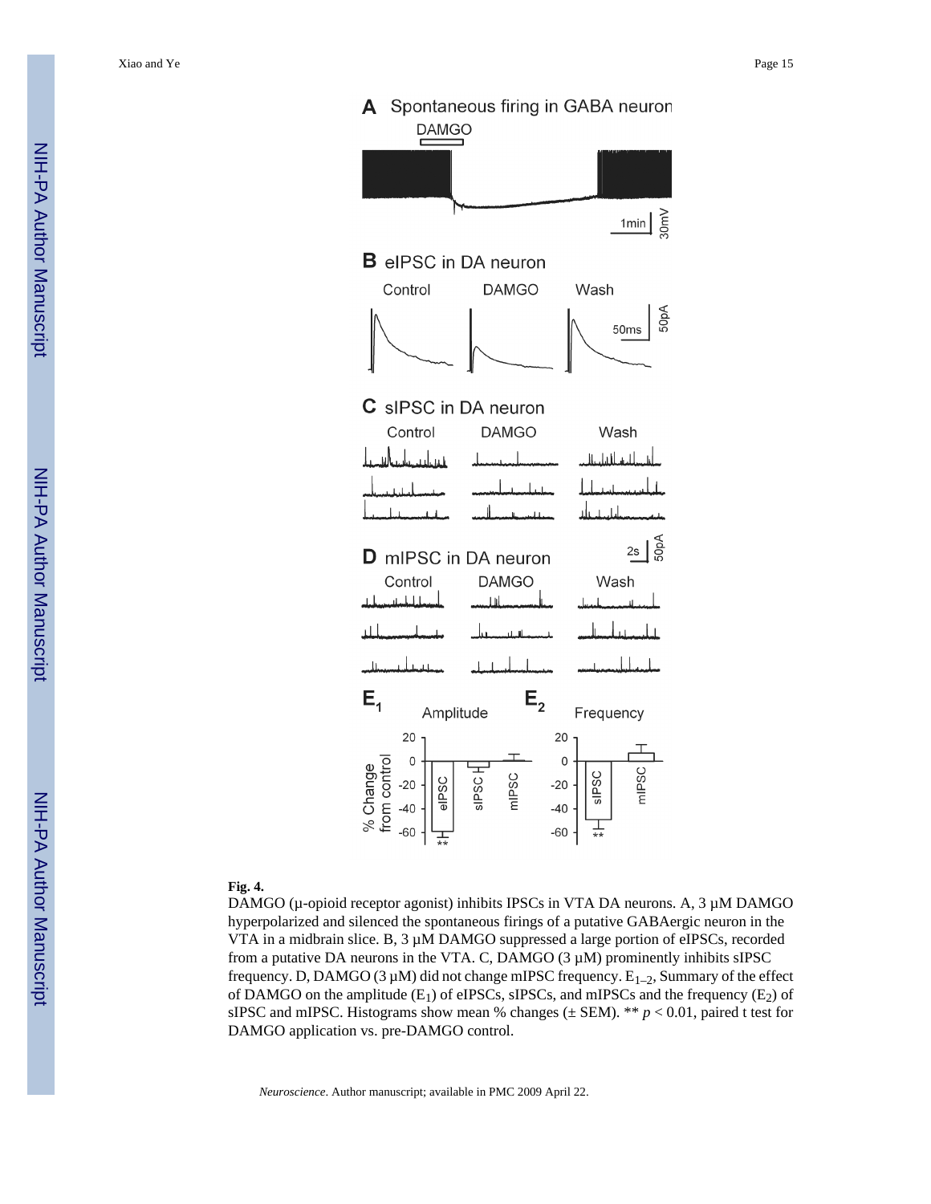**Fig. 4.**

DAMGO (μ-opioid receptor agonist) inhibits IPSCs in VTA DA neurons. A, 3 μM DAMGO hyperpolarized and silenced the spontaneous firings of a putative GABAergic neuron in the VTA in a midbrain slice. B, 3 μM DAMGO suppressed a large portion of eIPSCs, recorded from a putative DA neurons in the VTA. C, DAMGO (3 μM) prominently inhibits sIPSC frequency. D, DAMGO (3 μM) did not change mIPSC frequency. $E_{1-2}$, Summary of the effect of DAMGO on the amplitude ($E_1$) of eIPSCs, sIPSCs, and mIPSCs and the frequency ($E_2$) of sIPSC and mIPSC. Histograms show mean % changes (± SEM). ** $p < 0.01$, paired t test for DAMGO application vs. pre-DAMGO control.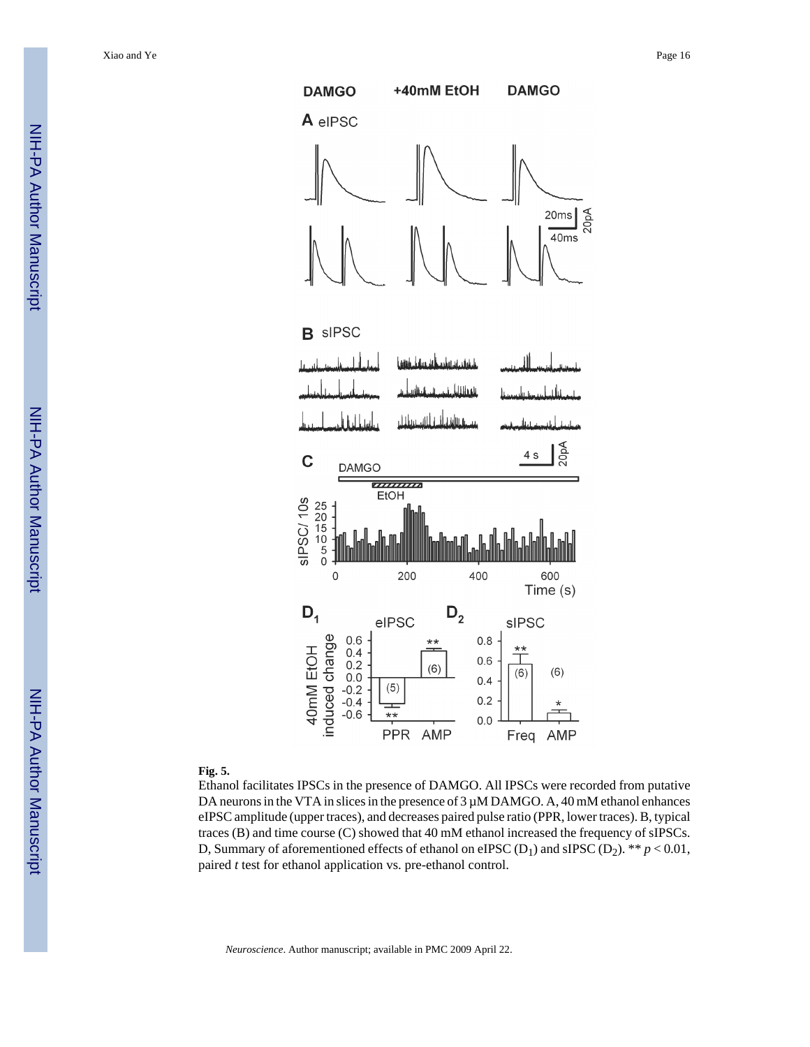DAMGO

+40mM EtOH

DAMGO

A eIPSC

20ms

40ms

20pA

B sIPSC

4 s

20pA

C

DAMGO

EtOH

sIPSC/ 10s

25

20

15

10

5

0

0

200

400

600

Time (s)

$D_1$

eIPSC

40mM EtOH induced change

0.6

0.4

0.2

0.0

-0.2

-0.4

-0.6

(5)

**

**

(6)

PPR

AMP

$D_2$

sIPSC

0.8

0.6

0.4

0.2

0.0

**

(6)

(6)

*

Freq

AMP

**Fig. 5.**

Ethanol facilitates IPSCs in the presence of DAMGO. All IPSCs were recorded from putative DA neurons in the VTA in slices in the presence of 3 µM DAMGO. A, 40 mM ethanol enhances eIPSC amplitude (upper traces), and decreases paired pulse ratio (PPR, lower traces). B, typical traces (B) and time course (C) showed that 40 mM ethanol increased the frequency of sIPSCs. D, Summary of aforementioned effects of ethanol on eIPSC ($D_1$) and sIPSC ($D_2$). ** $p < 0.01$, paired *t* test for ethanol application vs. pre-ethanol control.